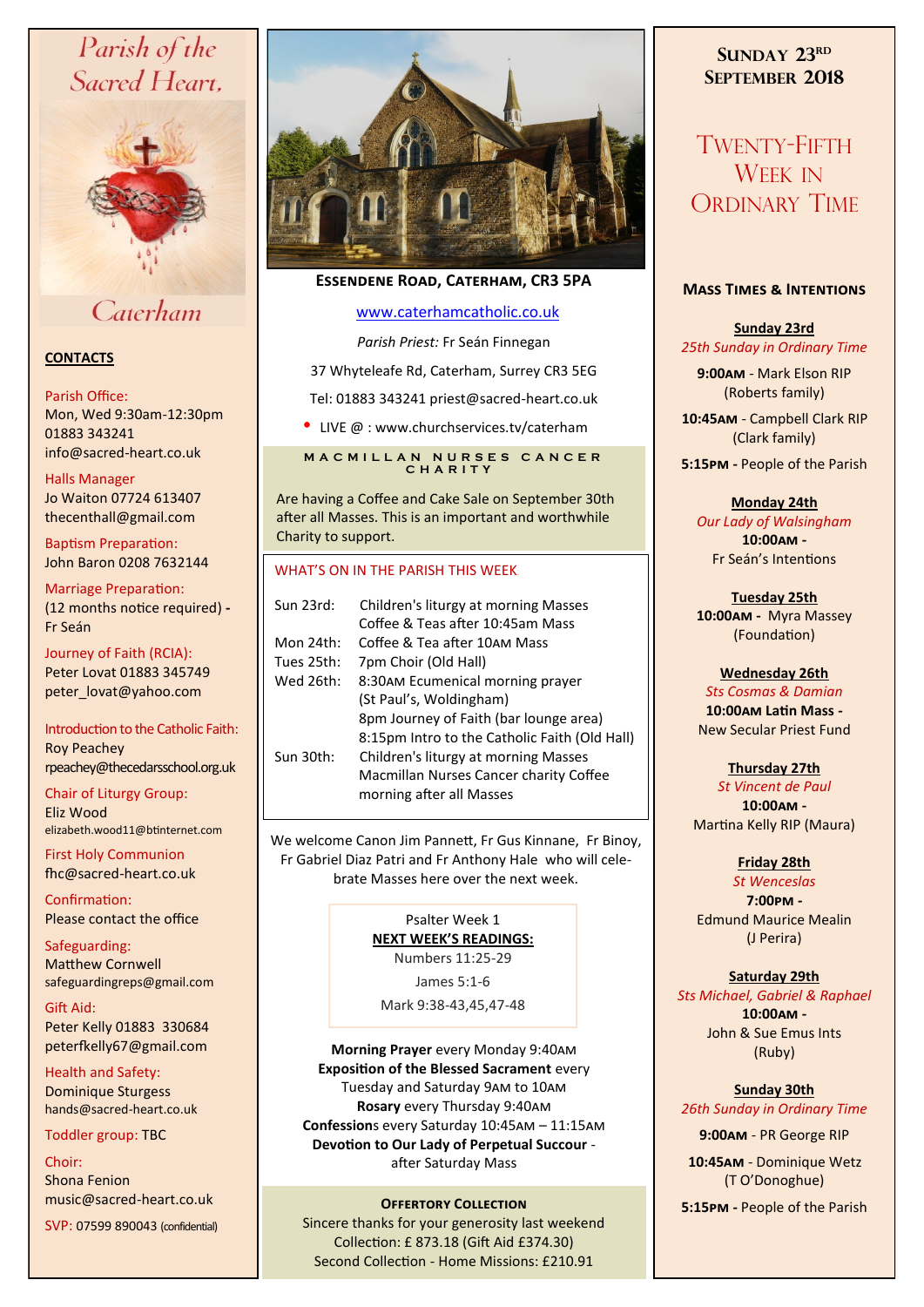# Parish of the Sacred Heart, Caterham

## CONTACTS

Parish Office:
Mon, Wed 9:30am-12:30pm
01883 343241
info@sacred-heart.co.uk

Halls Manager
Jo Waiton 07724 613407
thecenthall@gmail.com

Baptism Preparation:
John Baron 0208 7632144

Marriage Preparation:
(12 months notice required) - Fr Seán

Journey of Faith (RCIA):
Peter Lovat 01883 345749
peter_lovat@yahoo.com

Introduction to the Catholic Faith:
Roy Peachey
rpeachey@thecedarsschool.org.uk

Chair of Liturgy Group:
Eliz Wood
elizabeth.wood11@btinternet.com

First Holy Communion
fhc@sacred-heart.co.uk

Confirmation:
Please contact the office

Safeguarding:
Matthew Cornwell
safeguardingreps@gmail.com

Gift Aid:
Peter Kelly 01883 330684
peterfkelly67@gmail.com

Health and Safety:
Dominique Sturgess
hands@sacred-heart.co.uk

Toddler group: TBC

Choir:
Shona Fenion
music@sacred-heart.co.uk

SVP: 07599 890043 (confidential)

---

**ESSENDENE ROAD, CATERHAM, CR3 5PA**

www.caterhamcatholic.co.uk

*Parish Priest:* Fr Seán Finnegan

37 Whyteleafe Rd, Caterham, Surrey CR3 5EG

Tel: 01883 343241 priest@sacred-heart.co.uk

- LIVE @ : www.churchservices.tv/caterham

### MACMILLAN NURSES CANCER CHARITY

Are having a Coffee and Cake Sale on September 30th after all Masses. This is an important and worthwhile Charity to support.

### WHAT'S ON IN THE PARISH THIS WEEK

| | |
|---|---|
| Sun 23rd: | Children's liturgy at morning Masses<br>Coffee & Teas after 10:45am Mass |
| Mon 24th: | Coffee & Tea after 10AM Mass |
| Tues 25th: | 7pm Choir (Old Hall) |
| Wed 26th: | 8:30AM Ecumenical morning prayer (St Paul's, Woldingham)<br>8pm Journey of Faith (bar lounge area)<br>8:15pm Intro to the Catholic Faith (Old Hall) |
| Sun 30th: | Children's liturgy at morning Masses<br>Macmillan Nurses Cancer charity Coffee morning after all Masses |

We welcome Canon Jim Pannett, Fr Gus Kinnane, Fr Binoy, Fr Gabriel Diaz Patri and Fr Anthony Hale who will celebrate Masses here over the next week.

Psalter Week 1

**NEXT WEEK'S READINGS:**

Numbers 11:25-29

James 5:1-6

Mark 9:38-43,45,47-48

**Morning Prayer** every Monday 9:40AM
**Exposition of the Blessed Sacrament** every Tuesday and Saturday 9AM to 10AM
**Rosary** every Thursday 9:40AM
**Confessions** every Saturday 10:45AM – 11:15AM
**Devotion to Our Lady of Perpetual Succour** - after Saturday Mass

### OFFERTORY COLLECTION

Sincere thanks for your generosity last weekend
Collection: £ 873.18 (Gift Aid £374.30)
Second Collection - Home Missions: £210.91

---

## SUNDAY 23RD SEPTEMBER 2018

## TWENTY-FIFTH WEEK IN ORDINARY TIME

### MASS TIMES & INTENTIONS

**Sunday 23rd**
*25th Sunday in Ordinary Time*
**9:00AM** - Mark Elson RIP (Roberts family)
**10:45AM** - Campbell Clark RIP (Clark family)
**5:15PM** - People of the Parish

**Monday 24th**
*Our Lady of Walsingham*
**10:00AM** - Fr Seán's Intentions

**Tuesday 25th**
**10:00AM** - Myra Massey (Foundation)

**Wednesday 26th**
*Sts Cosmas & Damian*
**10:00AM Latin Mass** - New Secular Priest Fund

**Thursday 27th**
*St Vincent de Paul*
**10:00AM** - Martina Kelly RIP (Maura)

**Friday 28th**
*St Wenceslas*
**7:00PM** - Edmund Maurice Mealin (J Perira)

**Saturday 29th**
*Sts Michael, Gabriel & Raphael*
**10:00AM** - John & Sue Emus Ints (Ruby)

**Sunday 30th**
*26th Sunday in Ordinary Time*
**9:00AM** - PR George RIP
**10:45AM** - Dominique Wetz (T O'Donoghue)
**5:15PM** - People of the Parish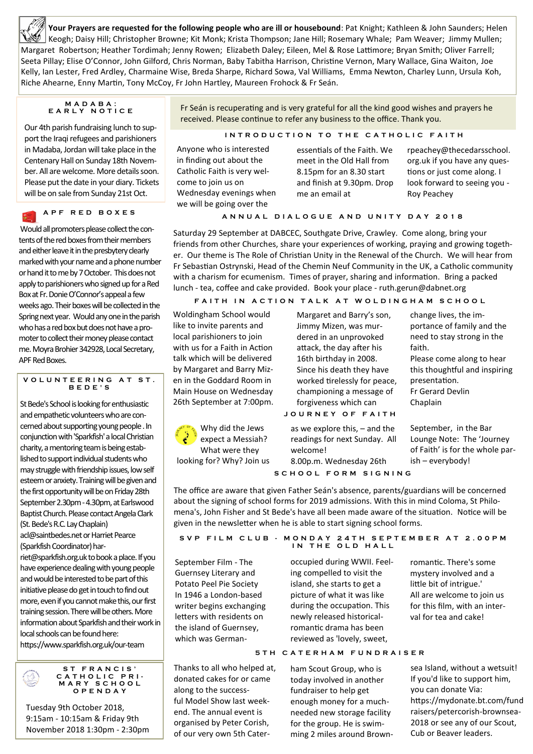**Your Prayers are requested for the following people who are ill or housebound**: Pat Knight; Kathleen & John Saunders; Helen Keogh; Daisy Hill; Christopher Browne; Kit Monk; Krista Thompson; Jane Hill; Rosemary Whale; Pam Weaver; Jimmy Mullen; Margaret Robertson; Heather Tordimah; Jenny Rowen; Elizabeth Daley; Eileen, Mel & Rose Lattimore; Bryan Smith; Oliver Farrell; Seeta Pillay; Elise O'Connor, John Gilford, Chris Norman, Baby Tabitha Harrison, Christine Vernon, Mary Wallace, Gina Waiton, Joe Kelly, Ian Lester, Fred Ardley, Charmaine Wise, Breda Sharpe, Richard Sowa, Val Williams, Emma Newton, Charley Lunn, Ursula Koh, Riche Ahearne, Enny Martin, Tony McCoy, Fr John Hartley, Maureen Frohock & Fr Seán.

## MADABA: EARLY NOTICE

Our 4th parish fundraising lunch to support the Iraqi refugees and parishioners in Madaba, Jordan will take place in the Centenary Hall on Sunday 18th November. All are welcome. More details soon. Please put the date in your diary. Tickets will be on sale from Sunday 21st Oct.

## APF RED BOXES

Would all promoters please collect the contents of the red boxes from their members and either leave it in the presbytery clearly marked with your name and a phone number or hand it to me by 7 October. This does not apply to parishioners who signed up for a Red Box at Fr. Donie O'Connor's appeal a few weeks ago. Their boxes will be collected in the Spring next year. Would any one in the parish who has a red box but does not have a promoter to collect their money please contact me. Moyra Brohier 342928, Local Secretary, APF Red Boxes.

## VOLUNTEERING AT ST. BEDE'S

St Bede's School is looking for enthusiastic and empathetic volunteers who are concerned about supporting young people. In conjunction with 'Sparkfish' a local Christian charity, a mentoring team is being established to support individual students who may struggle with friendship issues, low self esteem or anxiety. Training will be given and the first opportunity will be on Friday 28th September 2.30pm - 4.30pm, at Earlswood Baptist Church. Please contact Angela Clark (St. Bede's R.C. Lay Chaplain) acl@saintbedes.net or Harriet Pearce (Sparkfish Coordinator) harriet@sparkfish.org.uk to book a place. If you have experience dealing with young people and would be interested to be part of this initiative please do get in touch to find out more, even if you cannot make this, our first training session. There will be others. More information about Sparkfish and their work in local schools can be found here: https://www.sparkfish.org.uk/our-team

## ST FRANCIS' CATHOLIC PRIMARY SCHOOL OPENDAY

Tuesday 9th October 2018, 9:15am - 10:15am & Friday 9th November 2018 1:30pm - 2:30pm

Fr Seán is recuperating and is very grateful for all the kind good wishes and prayers he received. Please continue to refer any business to the office. Thank you.

## INTRODUCTION TO THE CATHOLIC FAITH

Anyone who is interested in finding out about the Catholic Faith is very welcome to join us on Wednesday evenings when we will be going over the essentials of the Faith. We meet in the Old Hall from 8.15pm for an 8.30 start and finish at 9.30pm. Drop me an email at rpeachey@thecedarsschool.org.uk if you have any questions or just come along. I look forward to seeing you - Roy Peachey

## ANNUAL DIALOGUE AND UNITY DAY 2018

Saturday 29 September at DABCEC, Southgate Drive, Crawley. Come along, bring your friends from other Churches, share your experiences of working, praying and growing together. Our theme is The Role of Christian Unity in the Renewal of the Church. We will hear from Fr Sebastian Ostrynski, Head of the Chemin Neuf Community in the UK, a Catholic community with a charism for ecumenism. Times of prayer, sharing and information. Bring a packed lunch - tea, coffee and cake provided. Book your place - ruth.gerun@dabnet.org

## FAITH IN ACTION TALK AT WOLDINGHAM SCHOOL

Woldingham School would like to invite parents and local parishioners to join with us for a Faith in Action talk which will be delivered by Margaret and Barry Mizen in the Goddard Room in Main House on Wednesday 26th September at 7:00pm. Margaret and Barry's son, Jimmy Mizen, was murdered in an unprovoked attack, the day after his 16th birthday in 2008. Since his death they have worked tirelessly for peace, championing a message of forgiveness which can change lives, the importance of family and the need to stay strong in the faith.
Please come along to hear this thoughtful and inspiring presentation.
Fr Gerard Devlin
Chaplain

## JOURNEY OF FAITH

Why did the Jews expect a Messiah? What were they looking for? Why? Join us as we explore this, – and the readings for next Sunday. All welcome!
8.00p.m. Wednesday 26th September, in the Bar Lounge Note: The 'Journey of Faith' is for the whole parish – everybody!

## SCHOOL FORM SIGNING

The office are aware that given Father Seán's absence, parents/guardians will be concerned about the signing of school forms for 2019 admissions. With this in mind Coloma, St Philomena's, John Fisher and St Bede's have all been made aware of the situation. Notice will be given in the newsletter when he is able to start signing school forms.

## SVP FILM CLUB - MONDAY 24TH SEPTEMBER AT 2.00PM IN THE OLD HALL

September Film - The Guernsey Literary and Potato Peel Pie Society
In 1946 a London-based writer begins exchanging letters with residents on the island of Guernsey, which was German-occupied during WWII. Feeling compelled to visit the island, she starts to get a picture of what it was like during the occupation. This newly released historical-romantic drama has been reviewed as 'lovely, sweet, romantic. There's some mystery involved and a little bit of intrigue.'
All are welcome to join us for this film, with an interval for tea and cake!

## 5TH CATERHAM FUNDRAISER

Thanks to all who helped at, donated cakes for or came along to the successful Model Show last weekend. The annual event is organised by Peter Corish, of our very own 5th Caterham Scout Group, who is today involved in another fundraiser to help get enough money for a much-needed new storage facility for the group. He is swimming 2 miles around Brownsea Island, without a wetsuit! If you'd like to support him, you can donate Via: https://mydonate.bt.com/fundraisers/petercorish-brownsea-2018 or see any of our Scout, Cub or Beaver leaders.